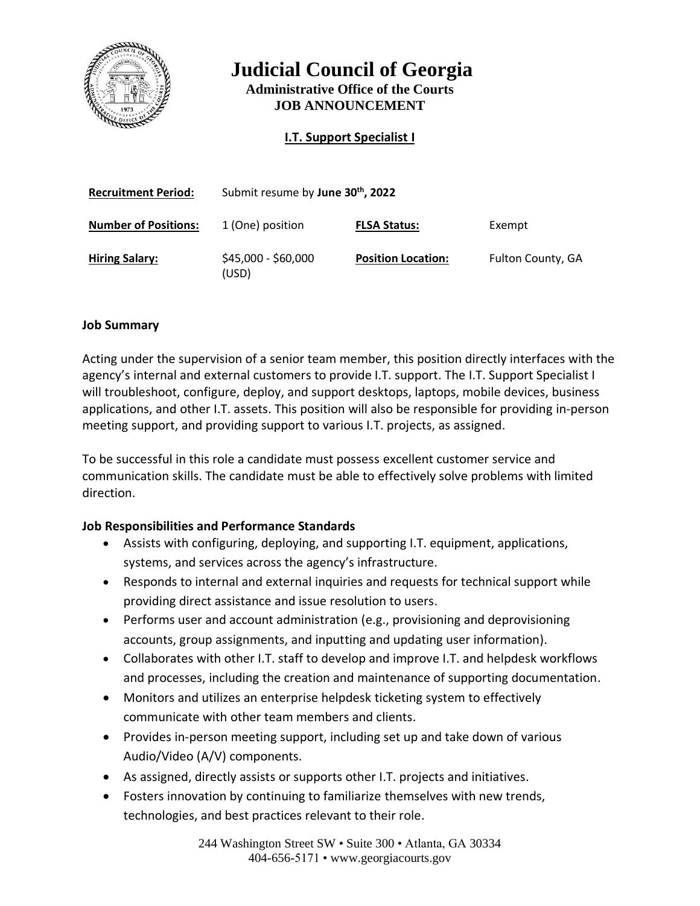# Judicial Council of Georgia

**Administrative Office of the Courts**
**JOB ANNOUNCEMENT**

## I.T. Support Specialist I

| | | | |
|---|---|---|---|
| **Recruitment Period:** | Submit resume by **June 30th, 2022** | | |
| **Number of Positions:** | 1 (One) position | **FLSA Status:** | Exempt |
| **Hiring Salary:** | $45,000 - $60,000 (USD) | **Position Location:** | Fulton County, GA |

### Job Summary

Acting under the supervision of a senior team member, this position directly interfaces with the agency's internal and external customers to provide I.T. support. The I.T. Support Specialist I will troubleshoot, configure, deploy, and support desktops, laptops, mobile devices, business applications, and other I.T. assets. This position will also be responsible for providing in-person meeting support, and providing support to various I.T. projects, as assigned.

To be successful in this role a candidate must possess excellent customer service and communication skills. The candidate must be able to effectively solve problems with limited direction.

### Job Responsibilities and Performance Standards

- Assists with configuring, deploying, and supporting I.T. equipment, applications, systems, and services across the agency's infrastructure.
- Responds to internal and external inquiries and requests for technical support while providing direct assistance and issue resolution to users.
- Performs user and account administration (e.g., provisioning and deprovisioning accounts, group assignments, and inputting and updating user information).
- Collaborates with other I.T. staff to develop and improve I.T. and helpdesk workflows and processes, including the creation and maintenance of supporting documentation.
- Monitors and utilizes an enterprise helpdesk ticketing system to effectively communicate with other team members and clients.
- Provides in-person meeting support, including set up and take down of various Audio/Video (A/V) components.
- As assigned, directly assists or supports other I.T. projects and initiatives.
- Fosters innovation by continuing to familiarize themselves with new trends, technologies, and best practices relevant to their role.

244 Washington Street SW • Suite 300 • Atlanta, GA 30334
404-656-5171 • www.georgiacourts.gov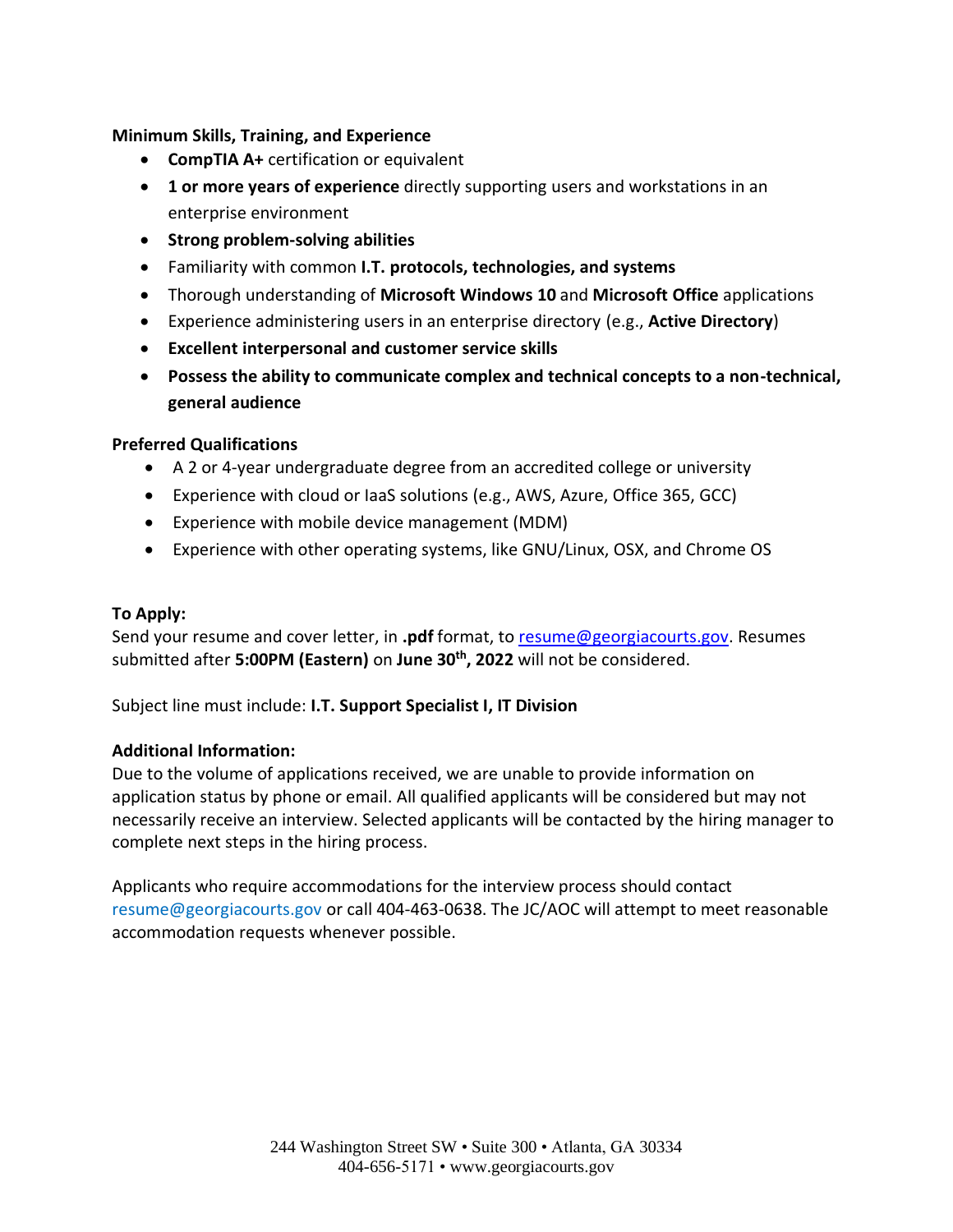**Minimum Skills, Training, and Experience**

- **CompTIA A+** certification or equivalent
- **1 or more years of experience** directly supporting users and workstations in an enterprise environment
- **Strong problem-solving abilities**
- Familiarity with common **I.T. protocols, technologies, and systems**
- Thorough understanding of **Microsoft Windows 10** and **Microsoft Office** applications
- Experience administering users in an enterprise directory (e.g., **Active Directory**)
- **Excellent interpersonal and customer service skills**
- **Possess the ability to communicate complex and technical concepts to a non-technical, general audience**

**Preferred Qualifications**

- A 2 or 4-year undergraduate degree from an accredited college or university
- Experience with cloud or IaaS solutions (e.g., AWS, Azure, Office 365, GCC)
- Experience with mobile device management (MDM)
- Experience with other operating systems, like GNU/Linux, OSX, and Chrome OS

**To Apply:**

Send your resume and cover letter, in **.pdf** format, to resume@georgiacourts.gov. Resumes submitted after **5:00PM (Eastern)** on **June 30th, 2022** will not be considered.

Subject line must include: **I.T. Support Specialist I, IT Division**

**Additional Information:**

Due to the volume of applications received, we are unable to provide information on application status by phone or email. All qualified applicants will be considered but may not necessarily receive an interview. Selected applicants will be contacted by the hiring manager to complete next steps in the hiring process.

Applicants who require accommodations for the interview process should contact resume@georgiacourts.gov or call 404-463-0638. The JC/AOC will attempt to meet reasonable accommodation requests whenever possible.

244 Washington Street SW • Suite 300 • Atlanta, GA 30334
404-656-5171 • www.georgiacourts.gov